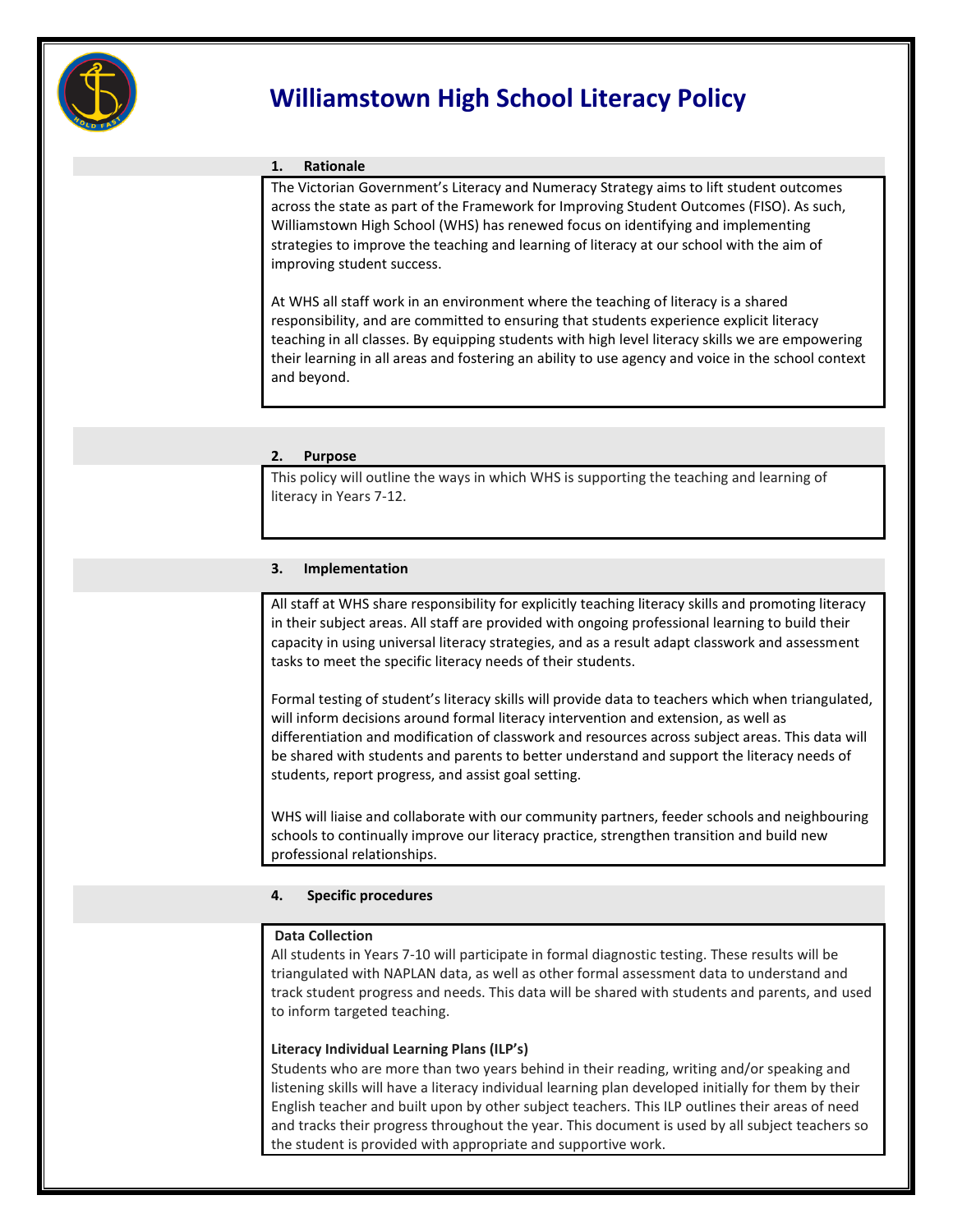# Williamstown High School Literacy Policy

## 1. Rationale

The Victorian Government's Literacy and Numeracy Strategy aims to lift student outcomes across the state as part of the Framework for Improving Student Outcomes (FISO). As such, Williamstown High School (WHS) has renewed focus on identifying and implementing strategies to improve the teaching and learning of literacy at our school with the aim of improving student success.

At WHS all staff work in an environment where the teaching of literacy is a shared responsibility, and are committed to ensuring that students experience explicit literacy teaching in all classes. By equipping students with high level literacy skills we are empowering their learning in all areas and fostering an ability to use agency and voice in the school context and beyond.

## 2. Purpose

This policy will outline the ways in which WHS is supporting the teaching and learning of literacy in Years 7-12.

## 3. Implementation

All staff at WHS share responsibility for explicitly teaching literacy skills and promoting literacy in their subject areas. All staff are provided with ongoing professional learning to build their capacity in using universal literacy strategies, and as a result adapt classwork and assessment tasks to meet the specific literacy needs of their students.

Formal testing of student's literacy skills will provide data to teachers which when triangulated, will inform decisions around formal literacy intervention and extension, as well as differentiation and modification of classwork and resources across subject areas. This data will be shared with students and parents to better understand and support the literacy needs of students, report progress, and assist goal setting.

WHS will liaise and collaborate with our community partners, feeder schools and neighbouring schools to continually improve our literacy practice, strengthen transition and build new professional relationships.

## 4. Specific procedures

**Data Collection**

All students in Years 7-10 will participate in formal diagnostic testing. These results will be triangulated with NAPLAN data, as well as other formal assessment data to understand and track student progress and needs. This data will be shared with students and parents, and used to inform targeted teaching.

**Literacy Individual Learning Plans (ILP's)**

Students who are more than two years behind in their reading, writing and/or speaking and listening skills will have a literacy individual learning plan developed initially for them by their English teacher and built upon by other subject teachers. This ILP outlines their areas of need and tracks their progress throughout the year. This document is used by all subject teachers so the student is provided with appropriate and supportive work.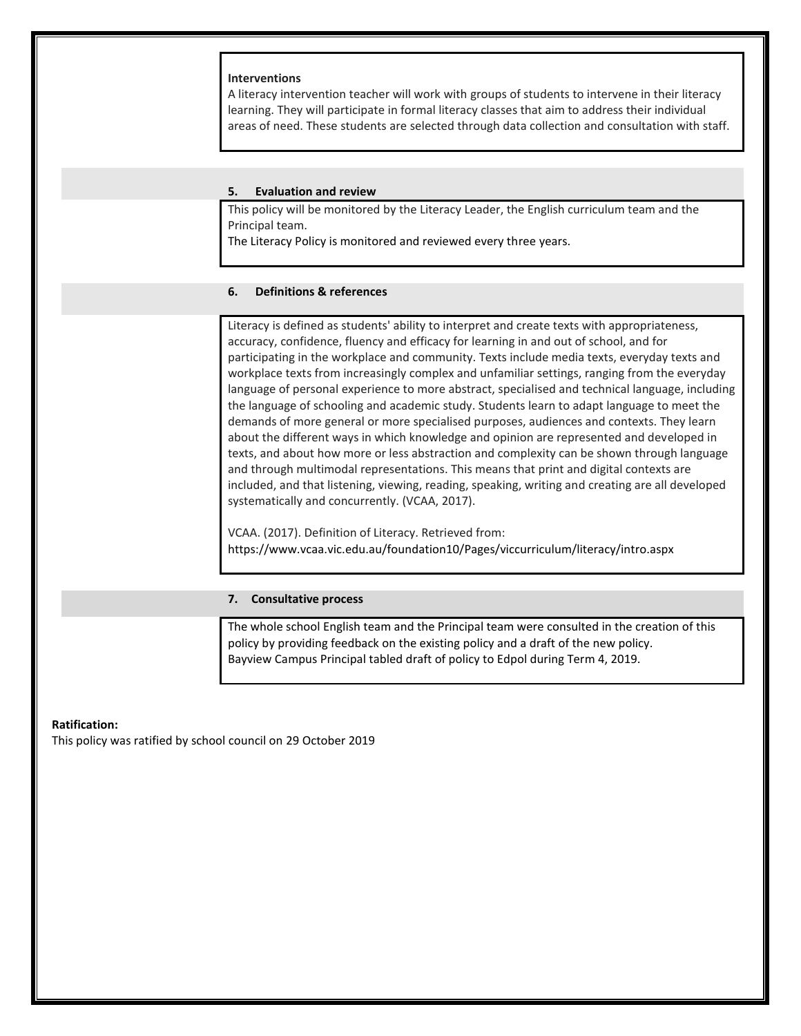**Interventions**

A literacy intervention teacher will work with groups of students to intervene in their literacy learning. They will participate in formal literacy classes that aim to address their individual areas of need. These students are selected through data collection and consultation with staff.

## 5. Evaluation and review

This policy will be monitored by the Literacy Leader, the English curriculum team and the Principal team.

The Literacy Policy is monitored and reviewed every three years.

## 6. Definitions & references

Literacy is defined as students' ability to interpret and create texts with appropriateness, accuracy, confidence, fluency and efficacy for learning in and out of school, and for participating in the workplace and community. Texts include media texts, everyday texts and workplace texts from increasingly complex and unfamiliar settings, ranging from the everyday language of personal experience to more abstract, specialised and technical language, including the language of schooling and academic study. Students learn to adapt language to meet the demands of more general or more specialised purposes, audiences and contexts. They learn about the different ways in which knowledge and opinion are represented and developed in texts, and about how more or less abstraction and complexity can be shown through language and through multimodal representations. This means that print and digital contexts are included, and that listening, viewing, reading, speaking, writing and creating are all developed systematically and concurrently. (VCAA, 2017).

VCAA. (2017). Definition of Literacy. Retrieved from: https://www.vcaa.vic.edu.au/foundation10/Pages/viccurriculum/literacy/intro.aspx

## 7. Consultative process

The whole school English team and the Principal team were consulted in the creation of this policy by providing feedback on the existing policy and a draft of the new policy.

Bayview Campus Principal tabled draft of policy to Edpol during Term 4, 2019.

**Ratification:**

This policy was ratified by school council on 29 October 2019